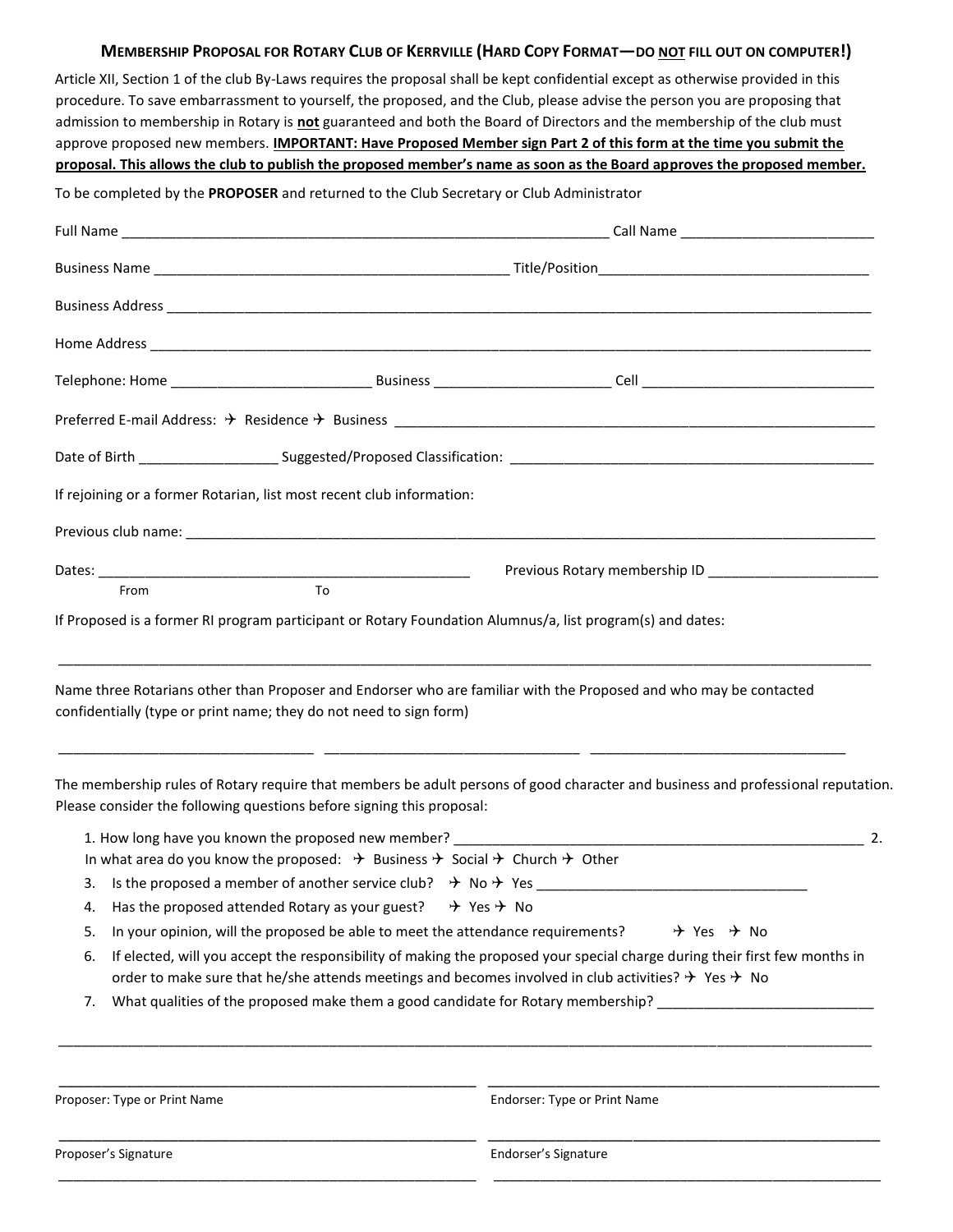# MEMBERSHIP PROPOSAL FOR ROTARY CLUB OF KERRVILLE (HARD COPY FORMAT—DO NOT FILL OUT ON COMPUTER!)

Article XII, Section 1 of the club By-Laws requires the proposal shall be kept confidential except as otherwise provided in this procedure. To save embarrassment to yourself, the proposed, and the Club, please advise the person you are proposing that admission to membership in Rotary is **not** guaranteed and both the Board of Directors and the membership of the club must approve proposed new members. **IMPORTANT: Have Proposed Member sign Part 2 of this form at the time you submit the proposal. This allows the club to publish the proposed member's name as soon as the Board approves the proposed member.**

To be completed by the **PROPOSER** and returned to the Club Secretary or Club Administrator

Full Name ______________________________________________ Call Name ____________________

Business Name ____________________________________ Title/Position____________________________

Business Address ______________________________________________________________________

Home Address ________________________________________________________________________

Telephone: Home ____________________ Business ___________________ Cell ________________________

Preferred E-mail Address: ✈ Residence ✈ Business ______________________________________________

Date of Birth ______________ Suggested/Proposed Classification: ____________________________________

If rejoining or a former Rotarian, list most recent club information:

Previous club name: _____________________________________________________________________

Dates: ______________________________________ Previous Rotary membership ID __________________

From To

If Proposed is a former RI program participant or Rotary Foundation Alumnus/a, list program(s) and dates:

______________________________________________________________________________________

Name three Rotarians other than Proposer and Endorser who are familiar with the Proposed and who may be contacted confidentially (type or print name; they do not need to sign form)

_________________________ _________________________ _________________________

The membership rules of Rotary require that members be adult persons of good character and business and professional reputation. Please consider the following questions before signing this proposal:

1. How long have you known the proposed new member? ____________________________________________
2. In what area do you know the proposed: ✈ Business ✈ Social ✈ Church ✈ Other
3. Is the proposed a member of another service club? ✈ No ✈ Yes ___________________________
4. Has the proposed attended Rotary as your guest? ✈ Yes ✈ No
5. In your opinion, will the proposed be able to meet the attendance requirements? ✈ Yes ✈ No
6. If elected, will you accept the responsibility of making the proposed your special charge during their first few months in order to make sure that he/she attends meetings and becomes involved in club activities? ✈ Yes ✈ No
7. What qualities of the proposed make them a good candidate for Rotary membership? ______________________

______________________________________________________________________________________

_________________________________________ _________________________________________

Proposer: Type or Print Name Endorser: Type or Print Name

_________________________________________ _________________________________________

Proposer's Signature Endorser's Signature

_________________________________________ _________________________________________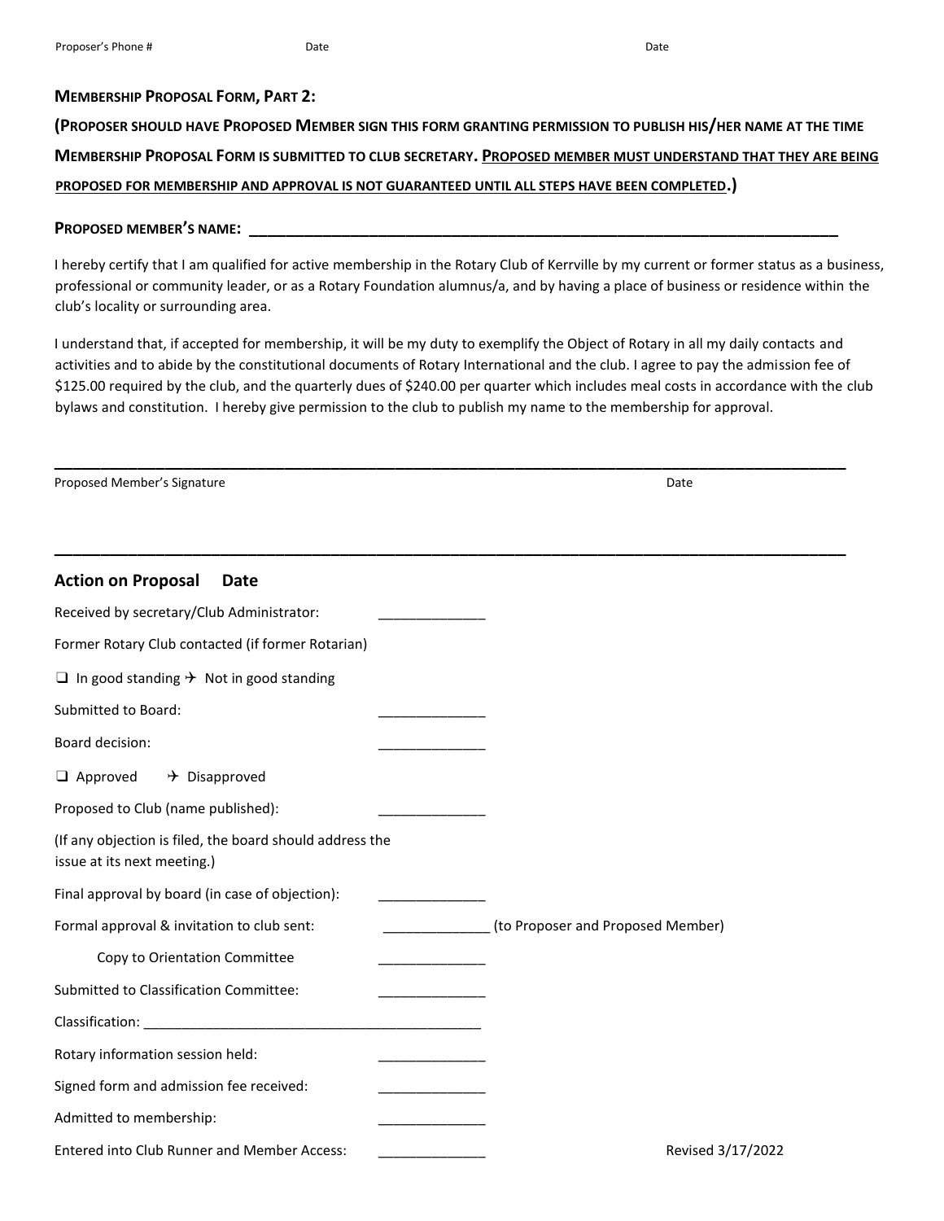Proposer's Phone # Date Date

**MEMBERSHIP PROPOSAL FORM, PART 2:**

**(PROPOSER SHOULD HAVE PROPOSED MEMBER SIGN THIS FORM GRANTING PERMISSION TO PUBLISH HIS/HER NAME AT THE TIME MEMBERSHIP PROPOSAL FORM IS SUBMITTED TO CLUB SECRETARY. PROPOSED MEMBER MUST UNDERSTAND THAT THEY ARE BEING PROPOSED FOR MEMBERSHIP AND APPROVAL IS NOT GUARANTEED UNTIL ALL STEPS HAVE BEEN COMPLETED.)**

**PROPOSED MEMBER'S NAME:** ______________________________________________________________________

I hereby certify that I am qualified for active membership in the Rotary Club of Kerrville by my current or former status as a business, professional or community leader, or as a Rotary Foundation alumnus/a, and by having a place of business or residence within the club's locality or surrounding area.

I understand that, if accepted for membership, it will be my duty to exemplify the Object of Rotary in all my daily contacts and activities and to abide by the constitutional documents of Rotary International and the club. I agree to pay the admission fee of $125.00 required by the club, and the quarterly dues of $240.00 per quarter which includes meal costs in accordance with the club bylaws and constitution. I hereby give permission to the club to publish my name to the membership for approval.

______________________________________________________________________________________________

Proposed Member's Signature Date

______________________________________________________________________________________________

## Action on Proposal Date

Received by secretary/Club Administrator: ______________

Former Rotary Club contacted (if former Rotarian)

❑ In good standing ✈ Not in good standing

Submitted to Board: ______________

Board decision: ______________

❑ Approved ✈ Disapproved

Proposed to Club (name published): ______________

(If any objection is filed, the board should address the issue at its next meeting.)

Final approval by board (in case of objection): ______________

Formal approval & invitation to club sent: ______________ (to Proposer and Proposed Member)

Copy to Orientation Committee ______________

Submitted to Classification Committee: ______________

Classification: ______________________________________________

Rotary information session held: ______________

Signed form and admission fee received: ______________

Admitted to membership: ______________

Entered into Club Runner and Member Access: ______________

Revised 3/17/2022